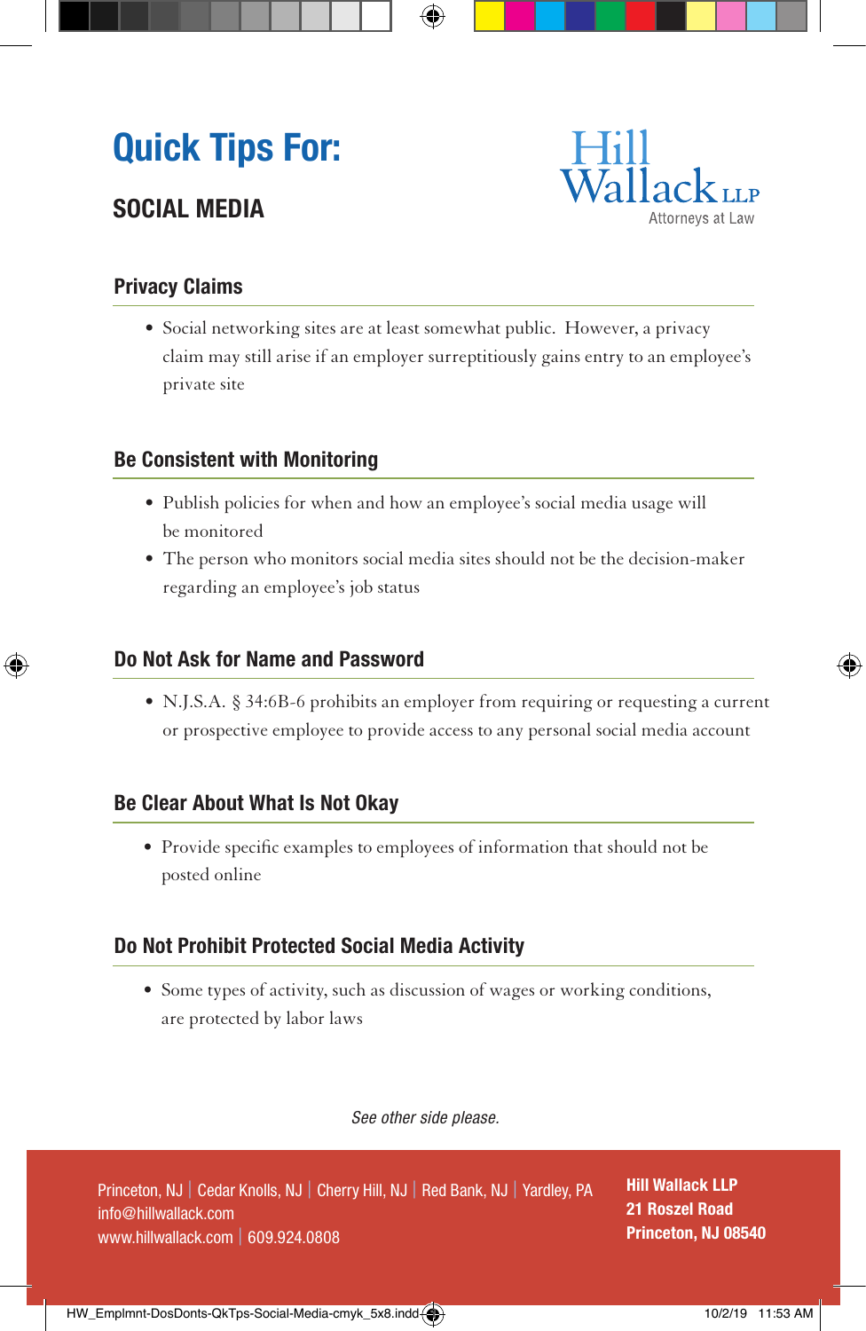# Quick Tips For:

## SOCIAL MEDIA

Hill Wallack LLP
Attorneys at Law

### Privacy Claims

- Social networking sites are at least somewhat public. However, a privacy claim may still arise if an employer surreptitiously gains entry to an employee's private site

### Be Consistent with Monitoring

- Publish policies for when and how an employee's social media usage will be monitored
- The person who monitors social media sites should not be the decision-maker regarding an employee's job status

### Do Not Ask for Name and Password

- N.J.S.A. § 34:6B-6 prohibits an employer from requiring or requesting a current or prospective employee to provide access to any personal social media account

### Be Clear About What Is Not Okay

- Provide specific examples to employees of information that should not be posted online

### Do Not Prohibit Protected Social Media Activity

- Some types of activity, such as discussion of wages or working conditions, are protected by labor laws

*See other side please.*

Princeton, NJ | Cedar Knolls, NJ | Cherry Hill, NJ | Red Bank, NJ | Yardley, PA
info@hillwallack.com
www.hillwallack.com | 609.924.0808

**Hill Wallack LLP**
**21 Roszel Road**
**Princeton, NJ 08540**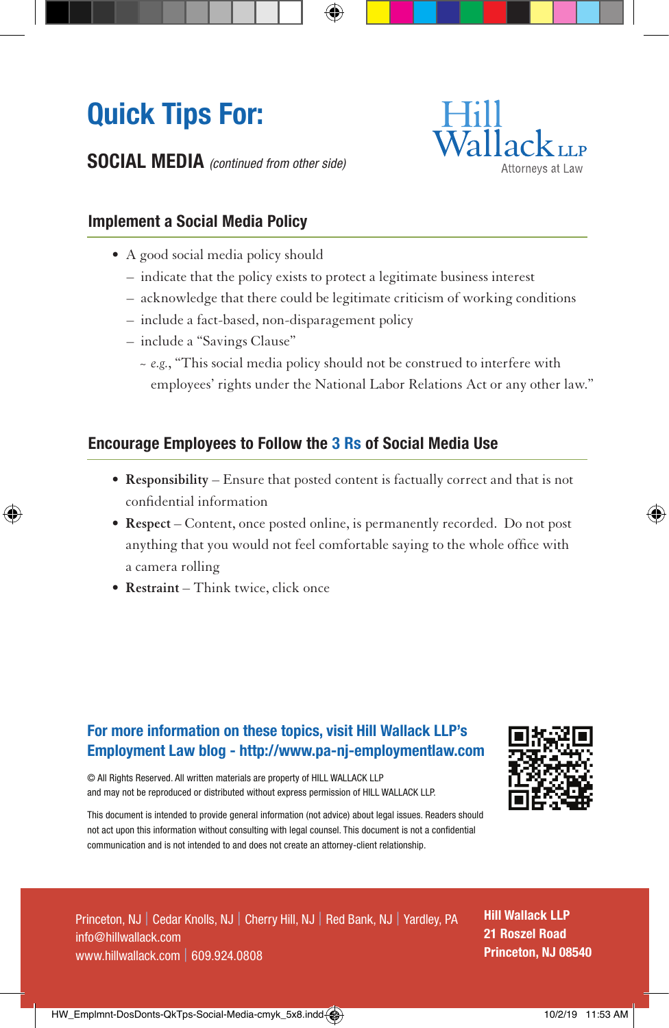# Quick Tips For:

**SOCIAL MEDIA** *(continued from other side)*

Hill Wallack LLP
Attorneys at Law

## Implement a Social Media Policy

- A good social media policy should
  - indicate that the policy exists to protect a legitimate business interest
  - acknowledge that there could be legitimate criticism of working conditions
  - include a fact-based, non-disparagement policy
  - include a “Savings Clause”
    - *e.g.*, “This social media policy should not be construed to interfere with employees’ rights under the National Labor Relations Act or any other law.”

## Encourage Employees to Follow the 3 Rs of Social Media Use

- **Responsibility** – Ensure that posted content is factually correct and that is not confidential information
- **Respect** – Content, once posted online, is permanently recorded. Do not post anything that you would not feel comfortable saying to the whole office with a camera rolling
- **Restraint** – Think twice, click once

**For more information on these topics, visit Hill Wallack LLP’s Employment Law blog - http://www.pa-nj-employmentlaw.com**

© All Rights Reserved. All written materials are property of HILL WALLACK LLP and may not be reproduced or distributed without express permission of HILL WALLACK LLP.

This document is intended to provide general information (not advice) about legal issues. Readers should not act upon this information without consulting with legal counsel. This document is not a confidential communication and is not intended to and does not create an attorney-client relationship.

Princeton, NJ | Cedar Knolls, NJ | Cherry Hill, NJ | Red Bank, NJ | Yardley, PA
info@hillwallack.com
www.hillwallack.com | 609.924.0808

**Hill Wallack LLP**
**21 Roszel Road**
**Princeton, NJ 08540**